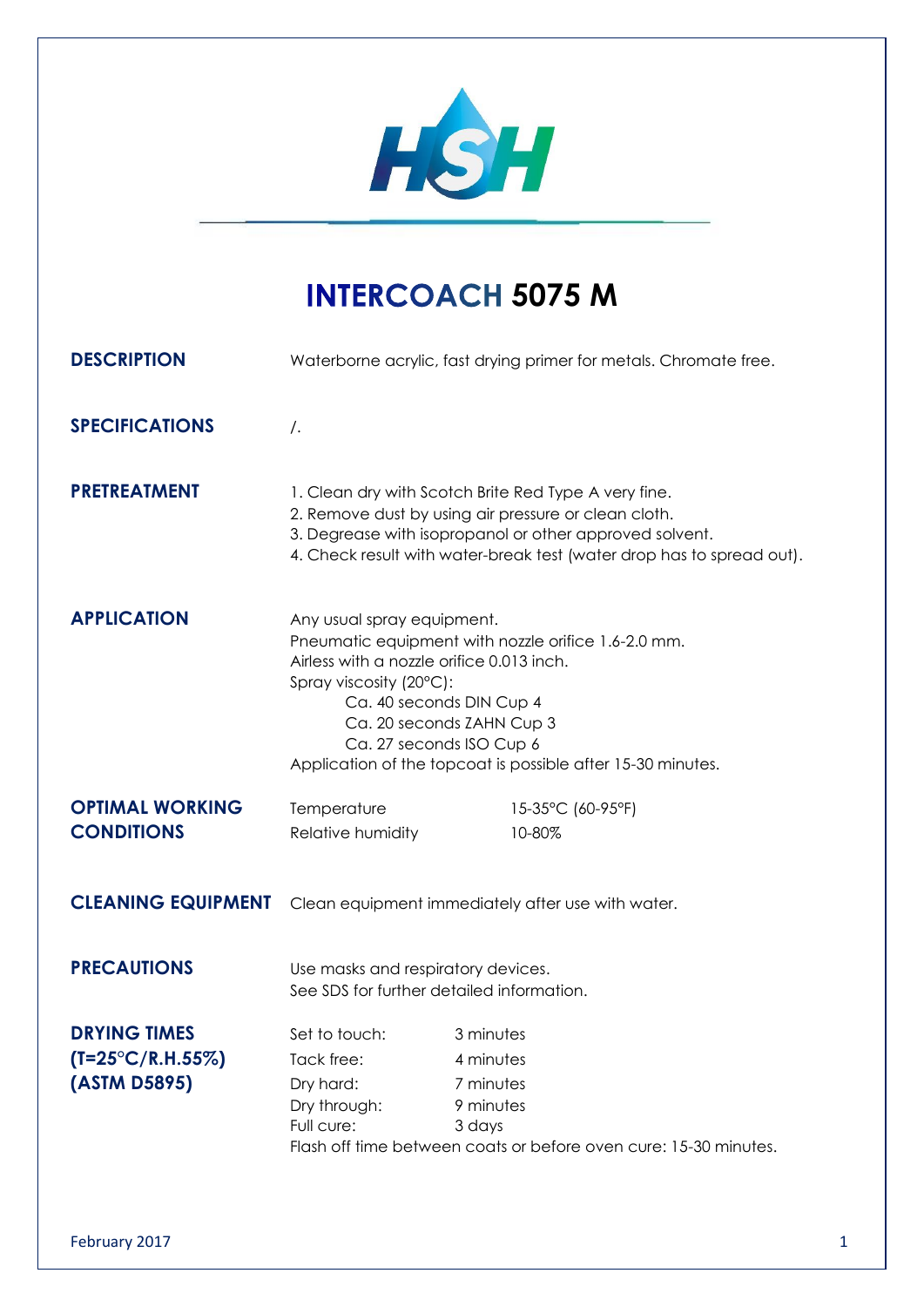# INTERCOACH 5075 M

## DESCRIPTION

Waterborne acrylic, fast drying primer for metals. Chromate free.

## SPECIFICATIONS

/.

## PRETREATMENT

1. Clean dry with Scotch Brite Red Type A very fine.
2. Remove dust by using air pressure or clean cloth.
3. Degrease with isopropanol or other approved solvent.
4. Check result with water-break test (water drop has to spread out).

## APPLICATION

Any usual spray equipment.
Pneumatic equipment with nozzle orifice 1.6-2.0 mm.
Airless with a nozzle orifice 0.013 inch.
Spray viscosity (20°C):

- Ca. 40 seconds DIN Cup 4
- Ca. 20 seconds ZAHN Cup 3
- Ca. 27 seconds ISO Cup 6

Application of the topcoat is possible after 15-30 minutes.

## OPTIMAL WORKING CONDITIONS

| | |
|---|---|
| Temperature | 15-35°C (60-95°F) |
| Relative humidity | 10-80% |

## CLEANING EQUIPMENT

Clean equipment immediately after use with water.

## PRECAUTIONS

Use masks and respiratory devices.
See SDS for further detailed information.

## DRYING TIMES (T=25°C/R.H.55%) (ASTM D5895)

| | |
|---|---|
| Set to touch: | 3 minutes |
| Tack free: | 4 minutes |
| Dry hard: | 7 minutes |
| Dry through: | 9 minutes |
| Full cure: | 3 days |

Flash off time between coats or before oven cure: 15-30 minutes.

February 2017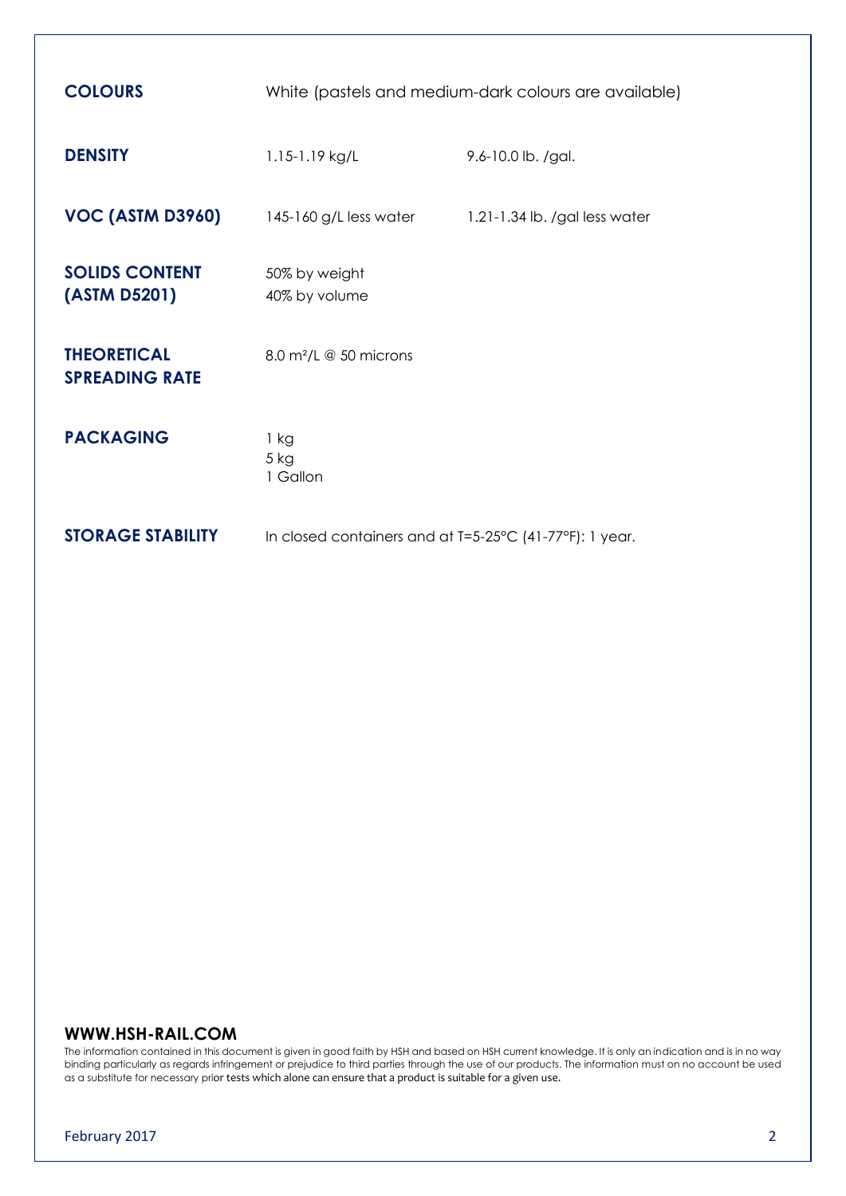| | | |
|---|---|---|
| **COLOURS** | White (pastels and medium-dark colours are available) | |
| **DENSITY** | 1.15-1.19 kg/L | 9.6-10.0 lb. /gal. |
| **VOC (ASTM D3960)** | 145-160 g/L less water | 1.21-1.34 lb. /gal less water |
| **SOLIDS CONTENT (ASTM D5201)** | 50% by weight<br>40% by volume | |
| **THEORETICAL SPREADING RATE** | 8.0 $m^2/L$ @ 50 microns | |
| **PACKAGING** | 1 kg<br>5 kg<br>1 Gallon | |
| **STORAGE STABILITY** | In closed containers and at T=5-25°C (41-77°F): 1 year. | |

**WWW.HSH-RAIL.COM**

The information contained in this document is given in good faith by HSH and based on HSH current knowledge. It is only an indication and is in no way binding particularly as regards infringement or prejudice to third parties through the use of our products. The information must on no account be used as a substitute for necessary prior tests which alone can ensure that a product is suitable for a given use.

February 2017